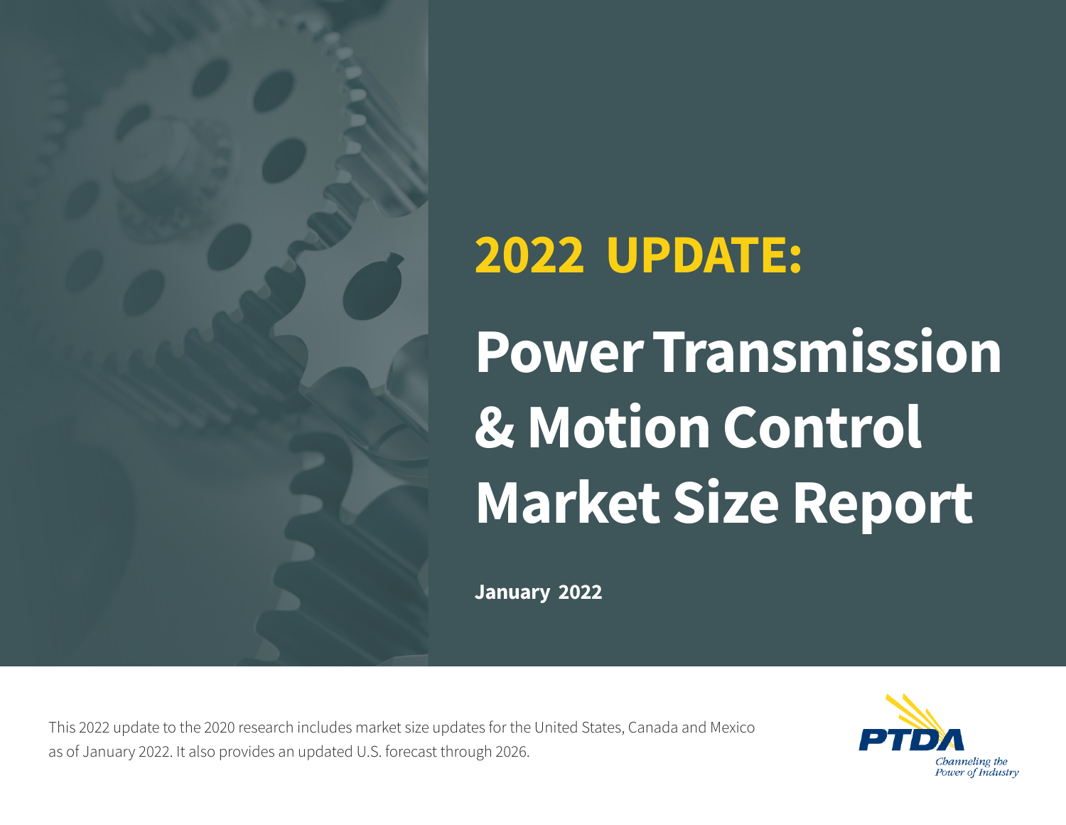# 2022 UPDATE:

# Power Transmission & Motion Control Market Size Report

**January 2022**

This 2022 update to the 2020 research includes market size updates for the United States, Canada and Mexico as of January 2022. It also provides an updated U.S. forecast through 2026.

PTDA

*Channeling the Power of Industry*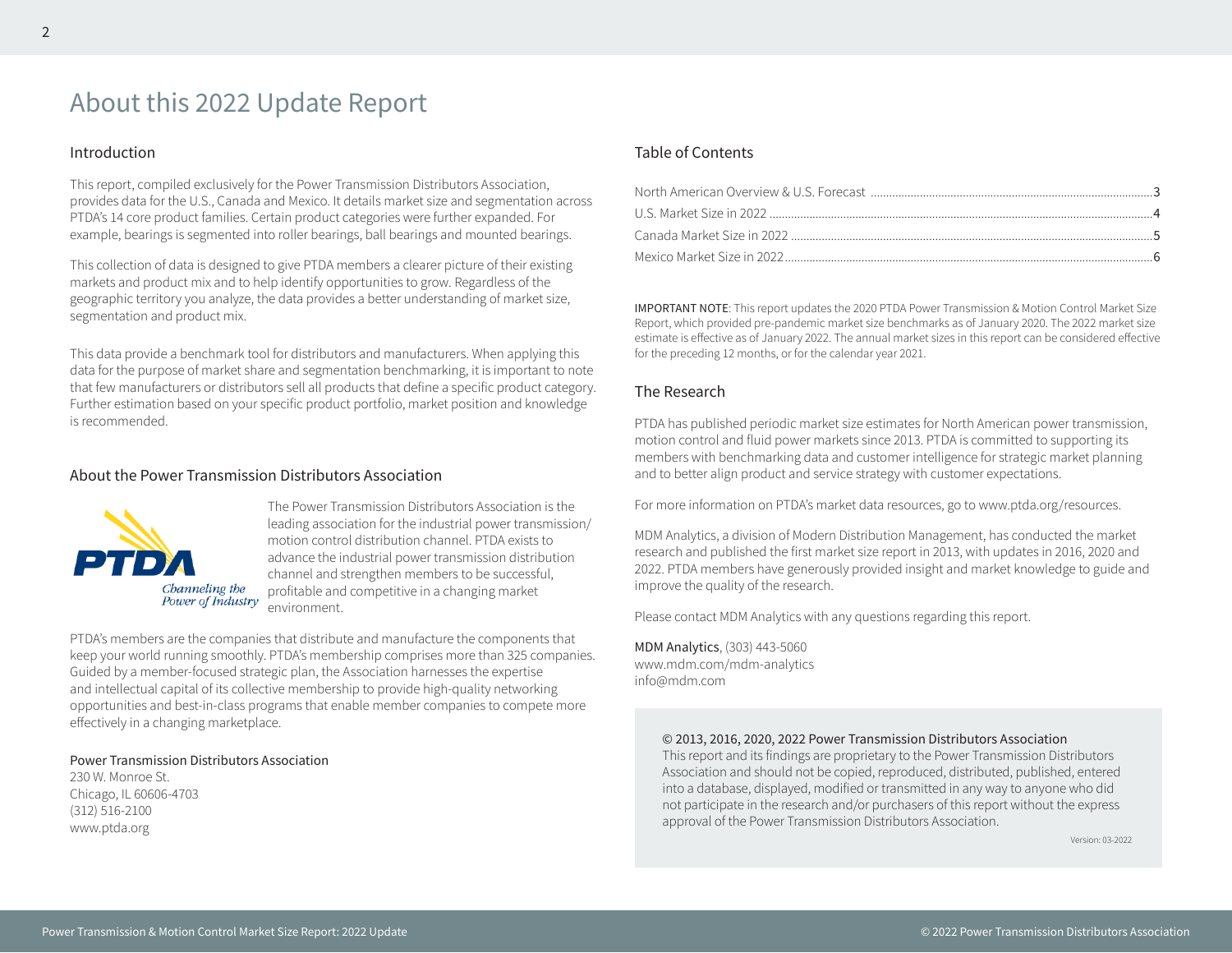# About this 2022 Update Report

## Introduction

This report, compiled exclusively for the Power Transmission Distributors Association, provides data for the U.S., Canada and Mexico. It details market size and segmentation across PTDA's 14 core product families. Certain product categories were further expanded. For example, bearings is segmented into roller bearings, ball bearings and mounted bearings.

This collection of data is designed to give PTDA members a clearer picture of their existing markets and product mix and to help identify opportunities to grow. Regardless of the geographic territory you analyze, the data provides a better understanding of market size, segmentation and product mix.

This data provide a benchmark tool for distributors and manufacturers. When applying this data for the purpose of market share and segmentation benchmarking, it is important to note that few manufacturers or distributors sell all products that define a specific product category. Further estimation based on your specific product portfolio, market position and knowledge is recommended.

## About the Power Transmission Distributors Association

PTDA
*Channeling the Power of Industry*

The Power Transmission Distributors Association is the leading association for the industrial power transmission/motion control distribution channel. PTDA exists to advance the industrial power transmission distribution channel and strengthen members to be successful, profitable and competitive in a changing market environment.

PTDA's members are the companies that distribute and manufacture the components that keep your world running smoothly. PTDA's membership comprises more than 325 companies. Guided by a member-focused strategic plan, the Association harnesses the expertise and intellectual capital of its collective membership to provide high-quality networking opportunities and best-in-class programs that enable member companies to compete more effectively in a changing marketplace.

Power Transmission Distributors Association
230 W. Monroe St.
Chicago, IL 60606-4703
(312) 516-2100
www.ptda.org

## Table of Contents

| | |
|---|---|
| North American Overview & U.S. Forecast | 3 |
| U.S. Market Size in 2022 | 4 |
| Canada Market Size in 2022 | 5 |
| Mexico Market Size in 2022 | 6 |

IMPORTANT NOTE: This report updates the 2020 PTDA Power Transmission & Motion Control Market Size Report, which provided pre-pandemic market size benchmarks as of January 2020. The 2022 market size estimate is effective as of January 2022. The annual market sizes in this report can be considered effective for the preceding 12 months, or for the calendar year 2021.

## The Research

PTDA has published periodic market size estimates for North American power transmission, motion control and fluid power markets since 2013. PTDA is committed to supporting its members with benchmarking data and customer intelligence for strategic market planning and to better align product and service strategy with customer expectations.

For more information on PTDA's market data resources, go to www.ptda.org/resources.

MDM Analytics, a division of Modern Distribution Management, has conducted the market research and published the first market size report in 2013, with updates in 2016, 2020 and 2022. PTDA members have generously provided insight and market knowledge to guide and improve the quality of the research.

Please contact MDM Analytics with any questions regarding this report.

MDM Analytics, (303) 443-5060
www.mdm.com/mdm-analytics
info@mdm.com

© 2013, 2016, 2020, 2022 Power Transmission Distributors Association
This report and its findings are proprietary to the Power Transmission Distributors Association and should not be copied, reproduced, distributed, published, entered into a database, displayed, modified or transmitted in any way to anyone who did not participate in the research and/or purchasers of this report without the express approval of the Power Transmission Distributors Association.

Version: 03-2022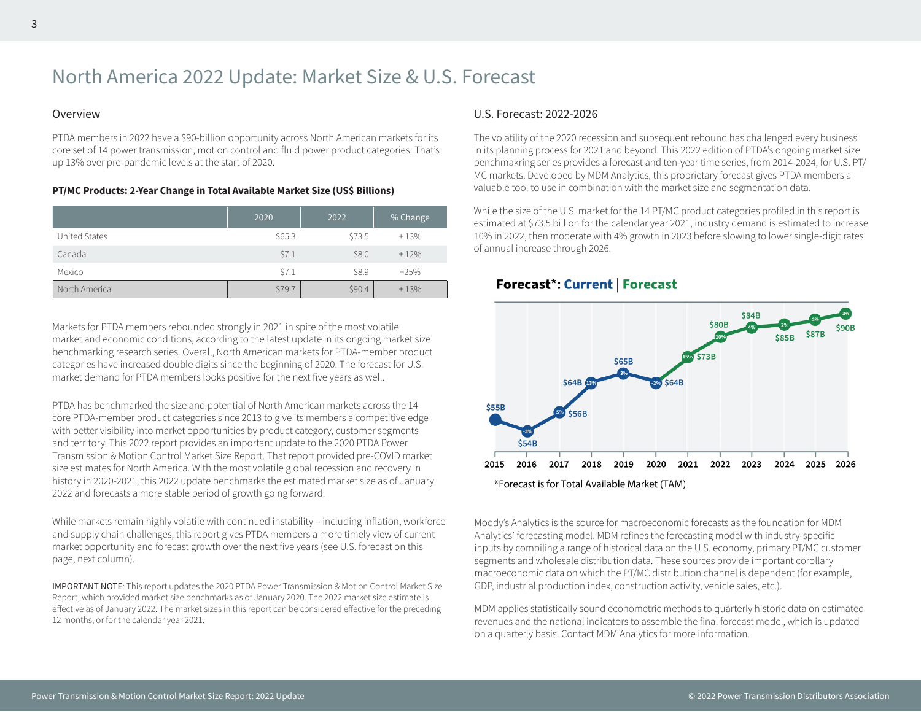# North America 2022 Update: Market Size & U.S. Forecast

## Overview

PTDA members in 2022 have a $90-billion opportunity across North American markets for its core set of 14 power transmission, motion control and fluid power product categories. That's up 13% over pre-pandemic levels at the start of 2020.

**PT/MC Products: 2-Year Change in Total Available Market Size (US$ Billions)**

| | 2020 | 2022 | % Change |
|---|---|---|---|
| United States | $65.3 | $73.5 | + 13% |
| Canada | $7.1 | $8.0 | + 12% |
| Mexico | $7.1 | $8.9 | +25% |
| North America | $79.7 | $90.4 | + 13% |

Markets for PTDA members rebounded strongly in 2021 in spite of the most volatile market and economic conditions, according to the latest update in its ongoing market size benchmarking research series. Overall, North American markets for PTDA-member product categories have increased double digits since the beginning of 2020. The forecast for U.S. market demand for PTDA members looks positive for the next five years as well.

PTDA has benchmarked the size and potential of North American markets across the 14 core PTDA-member product categories since 2013 to give its members a competitive edge with better visibility into market opportunities by product category, customer segments and territory. This 2022 report provides an important update to the 2020 PTDA Power Transmission & Motion Control Market Size Report. That report provided pre-COVID market size estimates for North America. With the most volatile global recession and recovery in history in 2020-2021, this 2022 update benchmarks the estimated market size as of January 2022 and forecasts a more stable period of growth going forward.

While markets remain highly volatile with continued instability – including inflation, workforce and supply chain challenges, this report gives PTDA members a more timely view of current market opportunity and forecast growth over the next five years (see U.S. forecast on this page, next column).

IMPORTANT NOTE: This report updates the 2020 PTDA Power Transmission & Motion Control Market Size Report, which provided market size benchmarks as of January 2020. The 2022 market size estimate is effective as of January 2022. The market sizes in this report can be considered effective for the preceding 12 months, or for the calendar year 2021.

## U.S. Forecast: 2022-2026

The volatility of the 2020 recession and subsequent rebound has challenged every business in its planning process for 2021 and beyond. This 2022 edition of PTDA's ongoing market size benchmakring series provides a forecast and ten-year time series, from 2014-2024, for U.S. PT/MC markets. Developed by MDM Analytics, this proprietary forecast gives PTDA members a valuable tool to use in combination with the market size and segmentation data.

While the size of the U.S. market for the 14 PT/MC product categories profiled in this report is estimated at $73.5 billion for the calendar year 2021, industry demand is estimated to increase 10% in 2022, then moderate with 4% growth in 2023 before slowing to lower single-digit rates of annual increase through 2026.

**Forecast*: Current | Forecast**

| Year | Value | % Change |
|---|---|---|
| 2015 | $55B | |
| 2016 | $54B | -3% |
| 2017 | $56B | 5% |
| 2018 | $64B | 13% |
| 2019 | $65B | 3% |
| 2020 | $64B | -2% |
| 2021 | $73B | 15% |
| 2022 | $80B | 10% |
| 2023 | $84B | 4% |
| 2024 | $85B | 2% |
| 2025 | $87B | 2% |
| 2026 | $90B | 3% |

*Forecast is for Total Available Market (TAM)

Moody's Analytics is the source for macroeconomic forecasts as the foundation for MDM Analytics' forecasting model. MDM refines the forecasting model with industry-specific inputs by compiling a range of historical data on the U.S. economy, primary PT/MC customer segments and wholesale distribution data. These sources provide important corollary macroeconomic data on which the PT/MC distribution channel is dependent (for example, GDP, industrial production index, construction activity, vehicle sales, etc.).

MDM applies statistically sound econometric methods to quarterly historic data on estimated revenues and the national indicators to assemble the final forecast model, which is updated on a quarterly basis. Contact MDM Analytics for more information.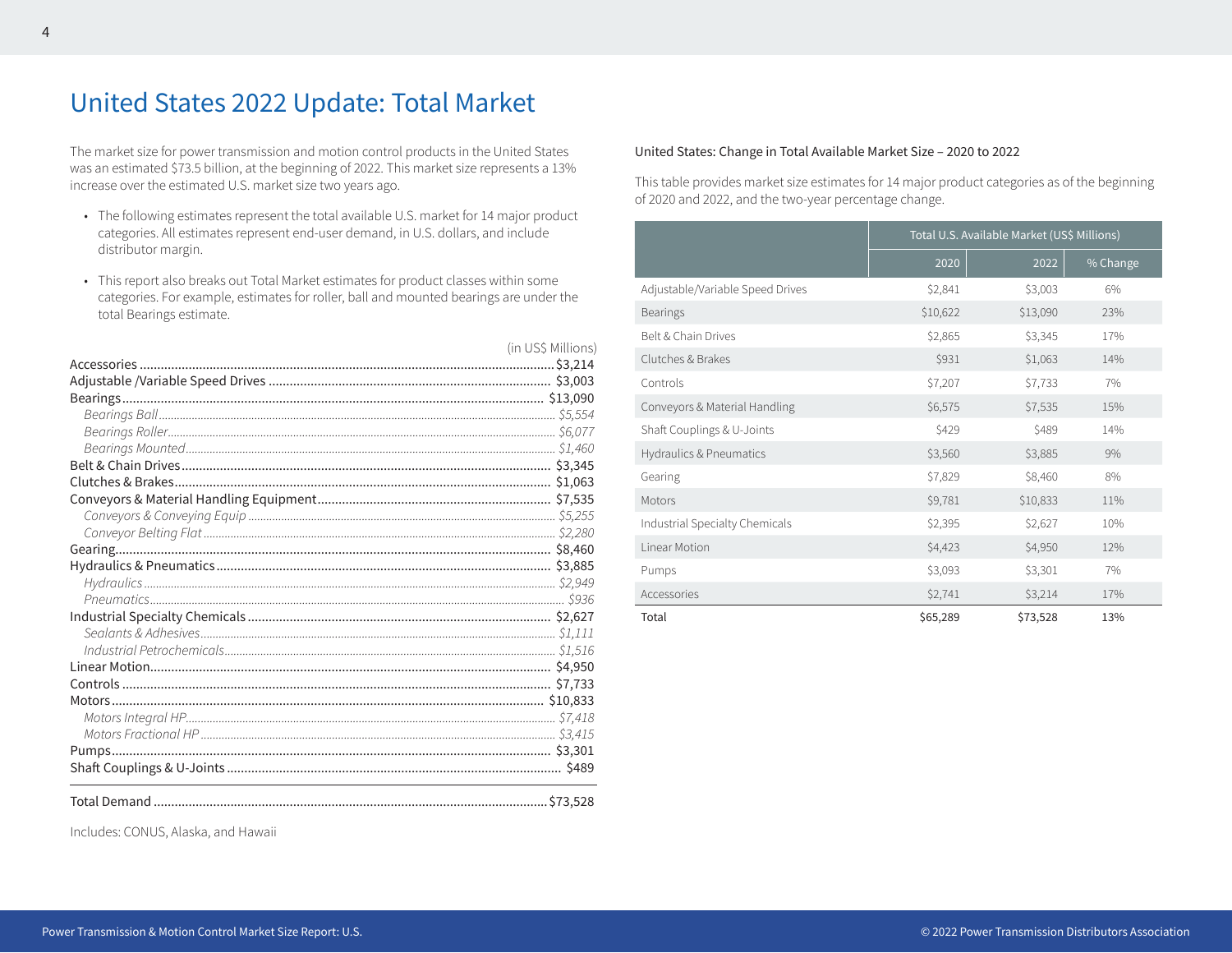# United States 2022 Update: Total Market

The market size for power transmission and motion control products in the United States was an estimated $73.5 billion, at the beginning of 2022. This market size represents a 13% increase over the estimated U.S. market size two years ago.

- The following estimates represent the total available U.S. market for 14 major product categories. All estimates represent end-user demand, in U.S. dollars, and include distributor margin.
- This report also breaks out Total Market estimates for product classes within some categories. For example, estimates for roller, ball and mounted bearings are under the total Bearings estimate.

| | (in US$ Millions) |
|---|---|
| Accessories | $3,214 |
| Adjustable /Variable Speed Drives | $3,003 |
| Bearings | $13,090 |
| *Bearings Ball* | *$5,554* |
| *Bearings Roller* | *$6,077* |
| *Bearings Mounted* | *$1,460* |
| Belt & Chain Drives | $3,345 |
| Clutches & Brakes | $1,063 |
| Conveyors & Material Handling Equipment | $7,535 |
| *Conveyors & Conveying Equip* | *$5,255* |
| *Conveyor Belting Flat* | *$2,280* |
| Gearing | $8,460 |
| Hydraulics & Pneumatics | $3,885 |
| *Hydraulics* | *$2,949* |
| *Pneumatics* | *$936* |
| Industrial Specialty Chemicals | $2,627 |
| *Sealants & Adhesives* | *$1,111* |
| *Industrial Petrochemicals* | *$1,516* |
| Linear Motion | $4,950 |
| Controls | $7,733 |
| Motors | $10,833 |
| *Motors Integral HP* | *$7,418* |
| *Motors Fractional HP* | *$3,415* |
| Pumps | $3,301 |
| Shaft Couplings & U-Joints | $489 |
| Total Demand | $73,528 |

Includes: CONUS, Alaska, and Hawaii

United States: Change in Total Available Market Size – 2020 to 2022

This table provides market size estimates for 14 major product categories as of the beginning of 2020 and 2022, and the two-year percentage change.

| | Total U.S. Available Market (US$ Millions) | | |
|---|---|---|---|
| | 2020 | 2022 | % Change |
| Adjustable/Variable Speed Drives | $2,841 | $3,003 | 6% |
| Bearings | $10,622 | $13,090 | 23% |
| Belt & Chain Drives | $2,865 | $3,345 | 17% |
| Clutches & Brakes | $931 | $1,063 | 14% |
| Controls | $7,207 | $7,733 | 7% |
| Conveyors & Material Handling | $6,575 | $7,535 | 15% |
| Shaft Couplings & U-Joints | $429 | $489 | 14% |
| Hydraulics & Pneumatics | $3,560 | $3,885 | 9% |
| Gearing | $7,829 | $8,460 | 8% |
| Motors | $9,781 | $10,833 | 11% |
| Industrial Specialty Chemicals | $2,395 | $2,627 | 10% |
| Linear Motion | $4,423 | $4,950 | 12% |
| Pumps | $3,093 | $3,301 | 7% |
| Accessories | $2,741 | $3,214 | 17% |
| Total | $65,289 | $73,528 | 13% |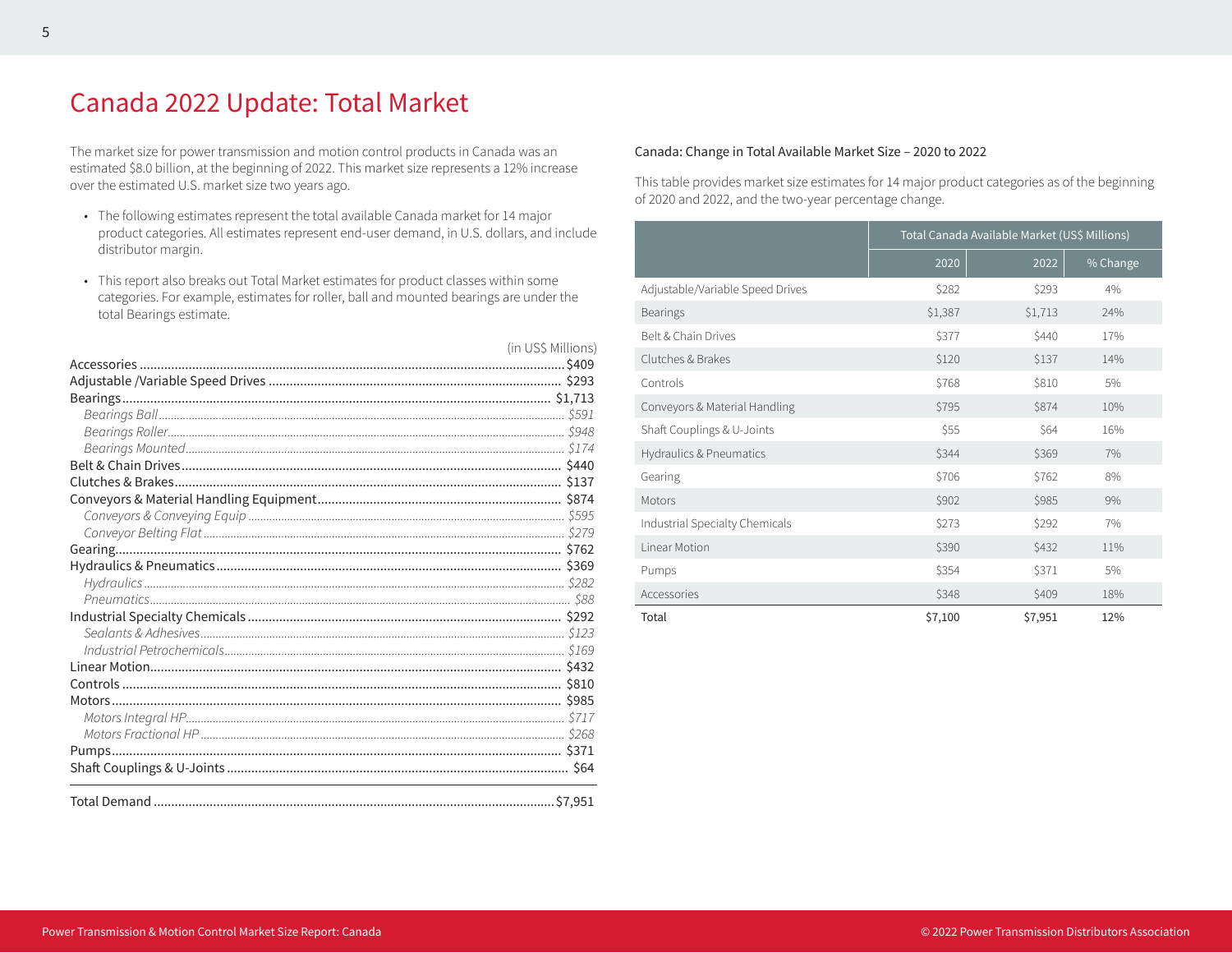# Canada 2022 Update: Total Market

The market size for power transmission and motion control products in Canada was an estimated $8.0 billion, at the beginning of 2022. This market size represents a 12% increase over the estimated U.S. market size two years ago.

- The following estimates represent the total available Canada market for 14 major product categories. All estimates represent end-user demand, in U.S. dollars, and include distributor margin.
- This report also breaks out Total Market estimates for product classes within some categories. For example, estimates for roller, ball and mounted bearings are under the total Bearings estimate.

| | (in US$ Millions) |
|---|---|
| Accessories | $409 |
| Adjustable /Variable Speed Drives | $293 |
| Bearings | $1,713 |
| *Bearings Ball* | *$591* |
| *Bearings Roller* | *$948* |
| *Bearings Mounted* | *$174* |
| Belt & Chain Drives | $440 |
| Clutches & Brakes | $137 |
| Conveyors & Material Handling Equipment | $874 |
| *Conveyors & Conveying Equip* | *$595* |
| *Conveyor Belting Flat* | *$279* |
| Gearing | $762 |
| Hydraulics & Pneumatics | $369 |
| *Hydraulics* | *$282* |
| *Pneumatics* | *$88* |
| Industrial Specialty Chemicals | $292 |
| *Sealants & Adhesives* | *$123* |
| *Industrial Petrochemicals* | *$169* |
| Linear Motion | $432 |
| Controls | $810 |
| Motors | $985 |
| *Motors Integral HP* | *$717* |
| *Motors Fractional HP* | *$268* |
| Pumps | $371 |
| Shaft Couplings & U-Joints | $64 |
| Total Demand | $7,951 |

Canada: Change in Total Available Market Size – 2020 to 2022

This table provides market size estimates for 14 major product categories as of the beginning of 2020 and 2022, and the two-year percentage change.

| | Total Canada Available Market (US$ Millions) | | |
|---|---|---|---|
| | 2020 | 2022 | % Change |
| Adjustable/Variable Speed Drives | $282 | $293 | 4% |
| Bearings | $1,387 | $1,713 | 24% |
| Belt & Chain Drives | $377 | $440 | 17% |
| Clutches & Brakes | $120 | $137 | 14% |
| Controls | $768 | $810 | 5% |
| Conveyors & Material Handling | $795 | $874 | 10% |
| Shaft Couplings & U-Joints | $55 | $64 | 16% |
| Hydraulics & Pneumatics | $344 | $369 | 7% |
| Gearing | $706 | $762 | 8% |
| Motors | $902 | $985 | 9% |
| Industrial Specialty Chemicals | $273 | $292 | 7% |
| Linear Motion | $390 | $432 | 11% |
| Pumps | $354 | $371 | 5% |
| Accessories | $348 | $409 | 18% |
| Total | $7,100 | $7,951 | 12% |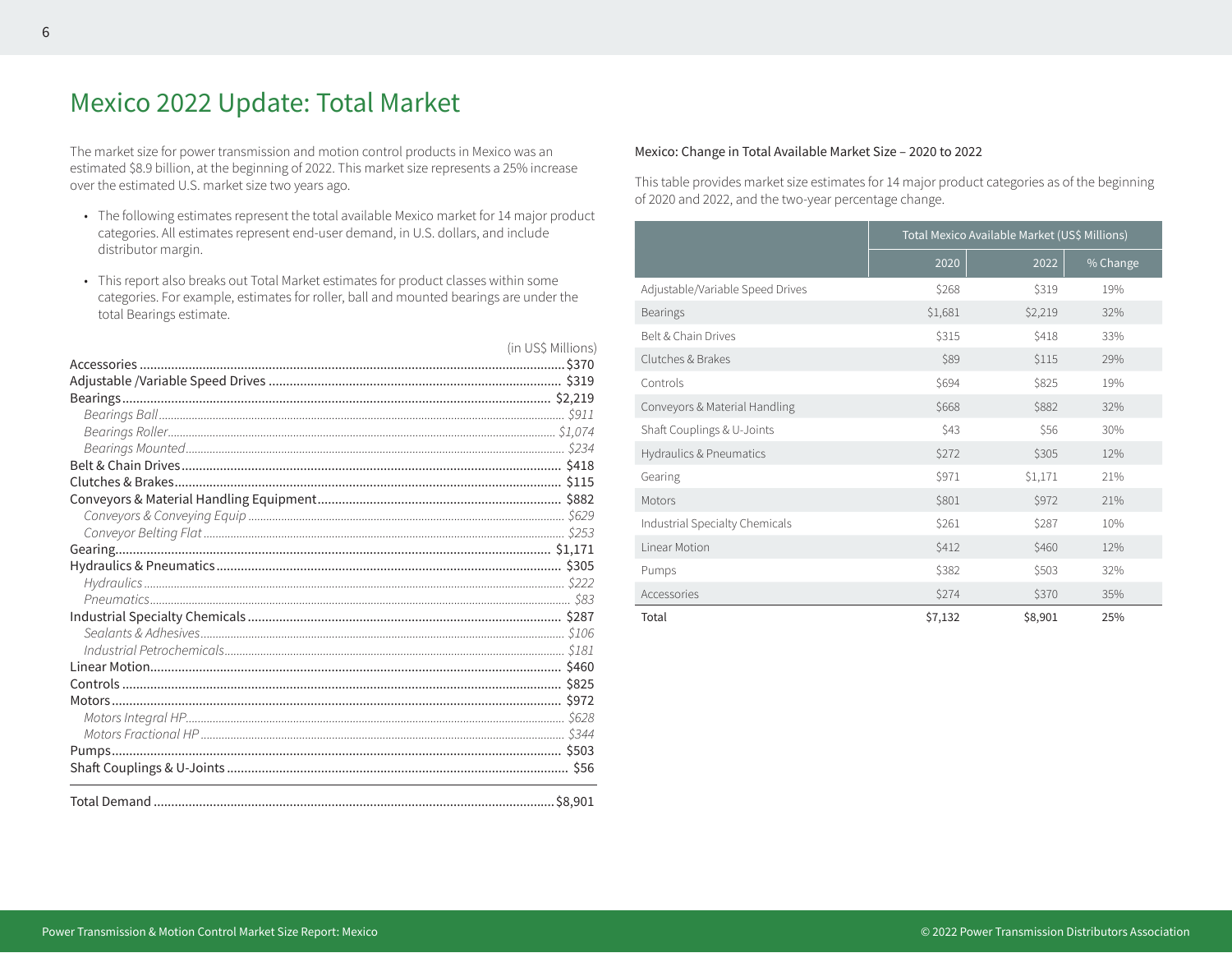// Mexico 2022 Update: Total Market

The market size for power transmission and motion control products in Mexico was an estimated $8.9 billion, at the beginning of 2022. This market size represents a 25% increase over the estimated U.S. market size two years ago.

- The following estimates represent the total available Mexico market for 14 major product categories. All estimates represent end-user demand, in U.S. dollars, and include distributor margin.
- This report also breaks out Total Market estimates for product classes within some categories. For example, estimates for roller, ball and mounted bearings are under the total Bearings estimate.

| | (in US$ Millions) |
|---|---|
| Accessories | $370 |
| Adjustable /Variable Speed Drives | $319 |
| Bearings | $2,219 |
| *Bearings Ball* | *$911* |
| *Bearings Roller* | *$1,074* |
| *Bearings Mounted* | *$234* |
| Belt & Chain Drives | $418 |
| Clutches & Brakes | $115 |
| Conveyors & Material Handling Equipment | $882 |
| *Conveyors & Conveying Equip* | *$629* |
| *Conveyor Belting Flat* | *$253* |
| Gearing | $1,171 |
| Hydraulics & Pneumatics | $305 |
| *Hydraulics* | *$222* |
| *Pneumatics* | *$83* |
| Industrial Specialty Chemicals | $287 |
| *Sealants & Adhesives* | *$106* |
| *Industrial Petrochemicals* | *$181* |
| Linear Motion | $460 |
| Controls | $825 |
| Motors | $972 |
| *Motors Integral HP* | *$628* |
| *Motors Fractional HP* | *$344* |
| Pumps | $503 |
| Shaft Couplings & U-Joints | $56 |
| Total Demand | $8,901 |

Mexico: Change in Total Available Market Size – 2020 to 2022

This table provides market size estimates for 14 major product categories as of the beginning of 2020 and 2022, and the two-year percentage change.

| | Total Mexico Available Market (US$ Millions) | | |
|---|---|---|---|
| | 2020 | 2022 | % Change |
| Adjustable/Variable Speed Drives | $268 | $319 | 19% |
| Bearings | $1,681 | $2,219 | 32% |
| Belt & Chain Drives | $315 | $418 | 33% |
| Clutches & Brakes | $89 | $115 | 29% |
| Controls | $694 | $825 | 19% |
| Conveyors & Material Handling | $668 | $882 | 32% |
| Shaft Couplings & U-Joints | $43 | $56 | 30% |
| Hydraulics & Pneumatics | $272 | $305 | 12% |
| Gearing | $971 | $1,171 | 21% |
| Motors | $801 | $972 | 21% |
| Industrial Specialty Chemicals | $261 | $287 | 10% |
| Linear Motion | $412 | $460 | 12% |
| Pumps | $382 | $503 | 32% |
| Accessories | $274 | $370 | 35% |
| Total | $7,132 | $8,901 | 25% |